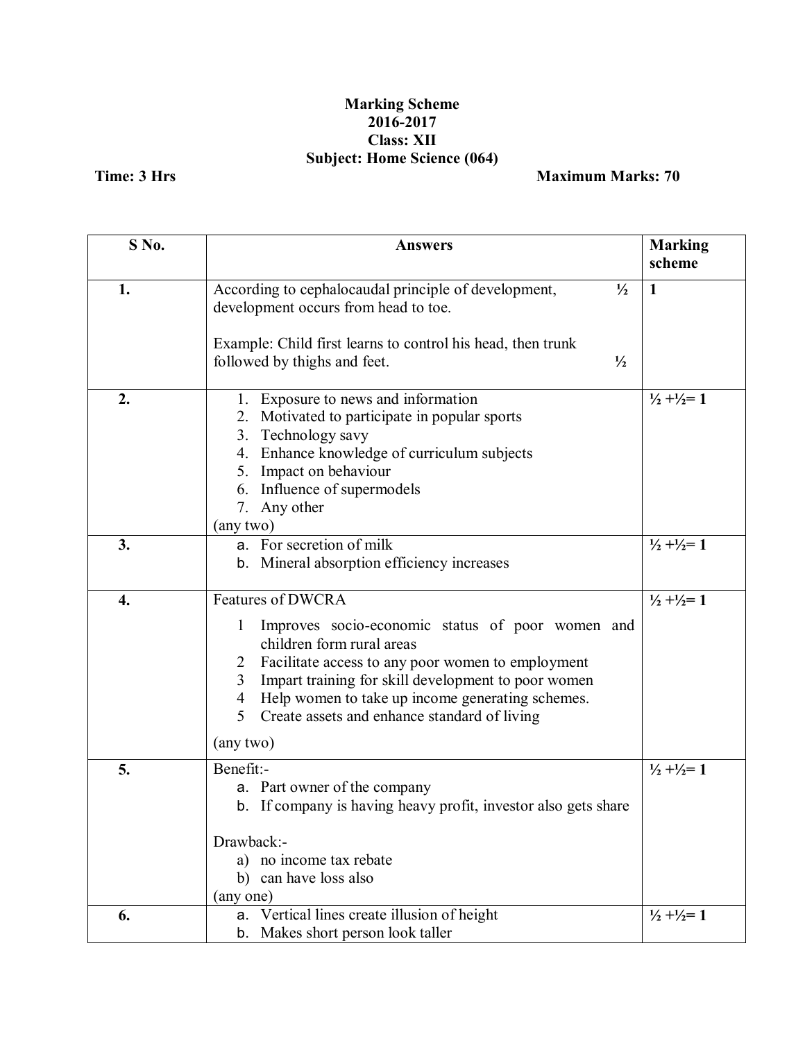**Marking Scheme**
**2016-2017**
**Class: XII**
**Subject: Home Science (064)**

**Time: 3 Hrs** **Maximum Marks: 70**

| S No. | Answers | Marking scheme |
|---|---|---|
| **1.** | According to cephalocaudal principle of development, development occurs from head to toe. ½<br><br>Example: Child first learns to control his head, then trunk followed by thighs and feet. ½ | **1** |
| **2.** | 1. Exposure to news and information<br>2. Motivated to participate in popular sports<br>3. Technology savy<br>4. Enhance knowledge of curriculum subjects<br>5. Impact on behaviour<br>6. Influence of supermodels<br>7. Any other<br>(any two) | **½ +½= 1** |
| **3.** | a. For secretion of milk<br>b. Mineral absorption efficiency increases | **½ +½= 1** |
| **4.** | Features of DWCRA<br>1 Improves socio-economic status of poor women and children form rural areas<br>2 Facilitate access to any poor women to employment<br>3 Impart training for skill development to poor women<br>4 Help women to take up income generating schemes.<br>5 Create assets and enhance standard of living<br>(any two) | **½ +½= 1** |
| **5.** | Benefit:-<br>a. Part owner of the company<br>b. If company is having heavy profit, investor also gets share<br><br>Drawback:-<br>a) no income tax rebate<br>b) can have loss also<br>(any one) | **½ +½= 1** |
| **6.** | a. Vertical lines create illusion of height<br>b. Makes short person look taller | **½ +½= 1** |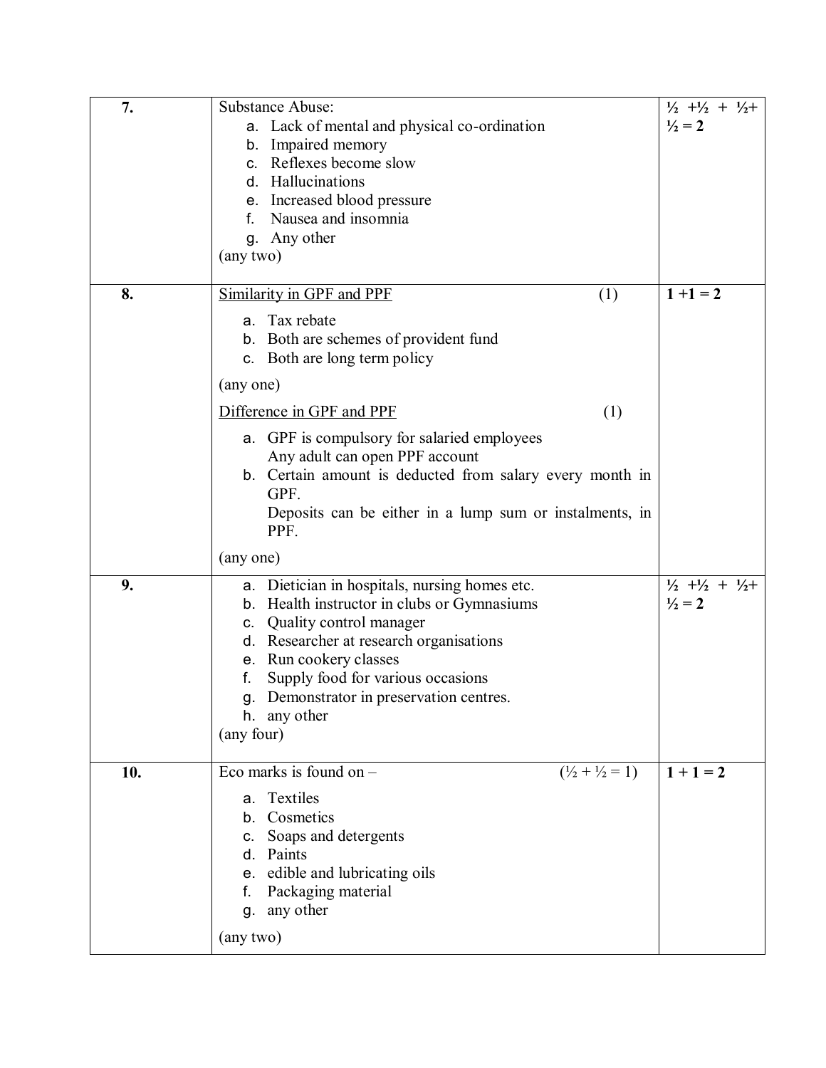| | | |
|---|---|---|
| **7.** | Substance Abuse:<br>a. Lack of mental and physical co-ordination<br>b. Impaired memory<br>c. Reflexes become slow<br>d. Hallucinations<br>e. Increased blood pressure<br>f. Nausea and insomnia<br>g. Any other<br>(any two) | **½ +½ + ½+ ½ = 2** |
| **8.** | <u>Similarity in GPF and PPF</u> (1)<br>a. Tax rebate<br>b. Both are schemes of provident fund<br>c. Both are long term policy<br>(any one)<br><u>Difference in GPF and PPF</u> (1)<br>a. GPF is compulsory for salaried employees<br>Any adult can open PPF account<br>b. Certain amount is deducted from salary every month in GPF.<br>Deposits can be either in a lump sum or instalments, in PPF.<br>(any one) | **1 +1 = 2** |
| **9.** | a. Dietician in hospitals, nursing homes etc.<br>b. Health instructor in clubs or Gymnasiums<br>c. Quality control manager<br>d. Researcher at research organisations<br>e. Run cookery classes<br>f. Supply food for various occasions<br>g. Demonstrator in preservation centres.<br>h. any other<br>(any four) | **½ +½ + ½+ ½ = 2** |
| **10.** | Eco marks is found on – (½ + ½ = 1)<br>a. Textiles<br>b. Cosmetics<br>c. Soaps and detergents<br>d. Paints<br>e. edible and lubricating oils<br>f. Packaging material<br>g. any other<br>(any two) | **1 + 1 = 2** |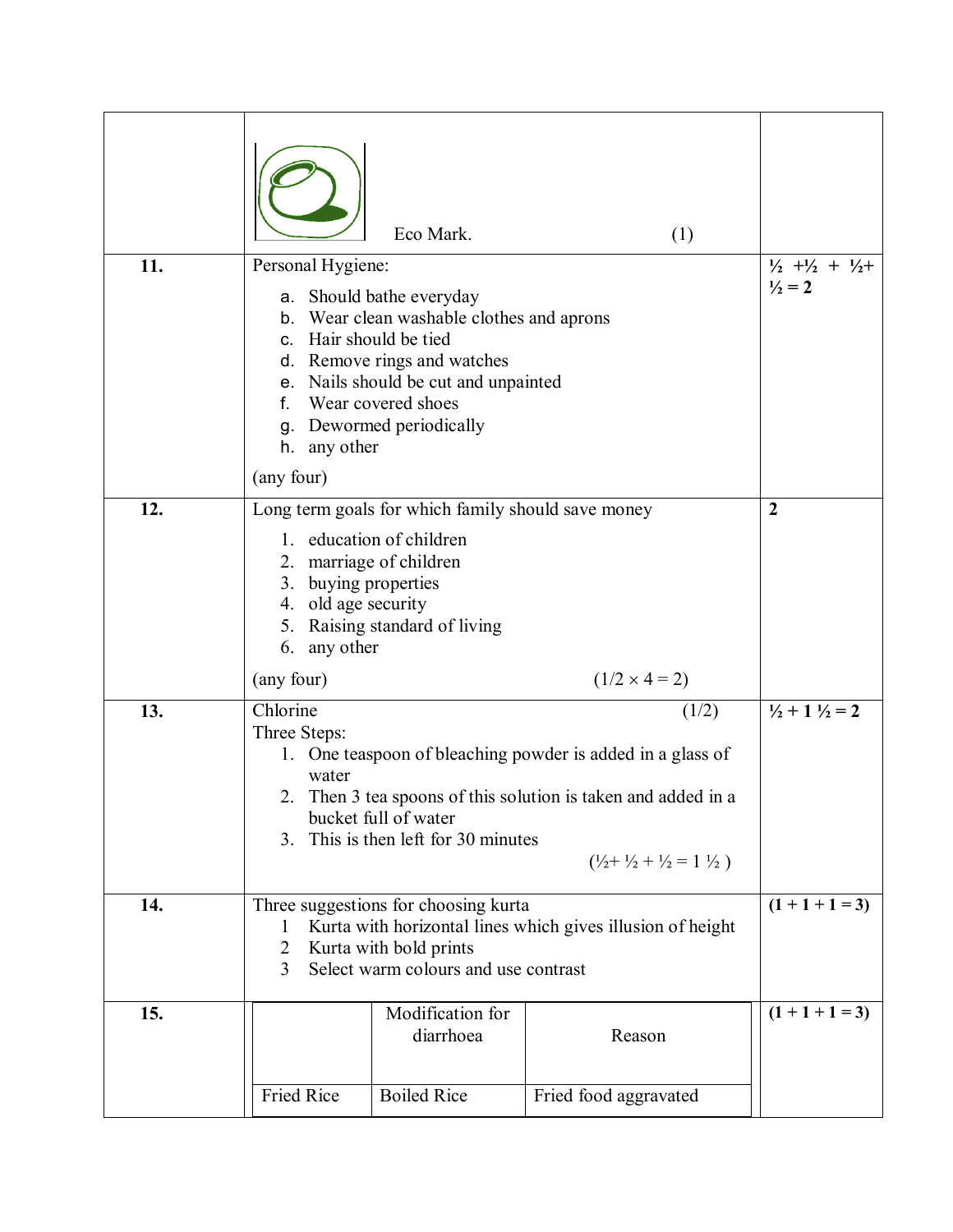| | | |
|---|---|---|
| | Eco Mark. (1) | |
| **11.** | Personal Hygiene:<br>a. Should bathe everyday<br>b. Wear clean washable clothes and aprons<br>c. Hair should be tied<br>d. Remove rings and watches<br>e. Nails should be cut and unpainted<br>f. Wear covered shoes<br>g. Dewormed periodically<br>h. any other<br>(any four) | ½ +½ + ½+ ½ = **2** |
| **12.** | Long term goals for which family should save money<br>1. education of children<br>2. marriage of children<br>3. buying properties<br>4. old age security<br>5. Raising standard of living<br>6. any other<br>(any four) (1/2 × 4 = 2) | **2** |
| **13.** | Chlorine (1/2)<br>Three Steps:<br>1. One teaspoon of bleaching powder is added in a glass of water<br>2. Then 3 tea spoons of this solution is taken and added in a bucket full of water<br>3. This is then left for 30 minutes<br>(½+ ½ + ½ = 1 ½ ) | **½ + 1 ½ = 2** |
| **14.** | Three suggestions for choosing kurta<br>1 Kurta with horizontal lines which gives illusion of height<br>2 Kurta with bold prints<br>3 Select warm colours and use contrast | **(1 + 1 + 1 = 3)** |
| **15.** | (see table below) | **(1 + 1 + 1 = 3)** |

| | Modification for diarrhoea | Reason |
|---|---|---|
| Fried Rice | Boiled Rice | Fried food aggravated |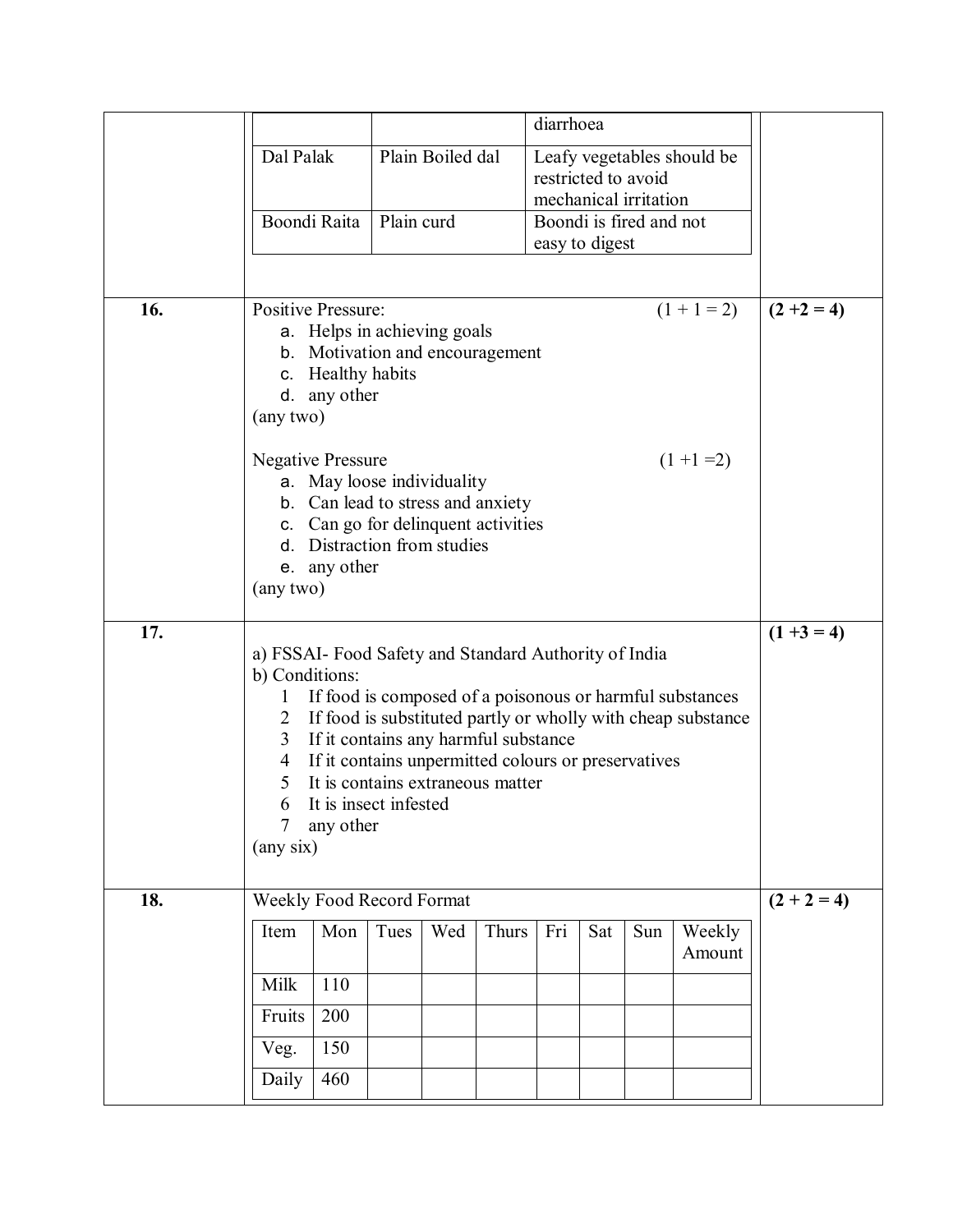| | | | |
|---|---|---|---|
| | | diarrhoea | |
| | Dal Palak | Plain Boiled dal | Leafy vegetables should be restricted to avoid mechanical irritation |
| | Boondi Raita | Plain curd | Boondi is fired and not easy to digest |

| | | |
|---|---|---|
| **16.** | Positive Pressure: (1 + 1 = 2)<br>a. Helps in achieving goals<br>b. Motivation and encouragement<br>c. Healthy habits<br>d. any other<br>(any two)<br><br>Negative Pressure (1 +1 =2)<br>a. May loose individuality<br>b. Can lead to stress and anxiety<br>c. Can go for delinquent activities<br>d. Distraction from studies<br>e. any other<br>(any two) | **(2 +2 = 4)** |
| **17.** | a) FSSAI- Food Safety and Standard Authority of India<br>b) Conditions:<br>1 If food is composed of a poisonous or harmful substances<br>2 If food is substituted partly or wholly with cheap substance<br>3 If it contains any harmful substance<br>4 If it contains unpermitted colours or preservatives<br>5 It is contains extraneous matter<br>6 It is insect infested<br>7 any other<br>(any six) | **(1 +3 = 4)** |
| **18.** | Weekly Food Record Format | **(2 + 2 = 4)** |

| Item | Mon | Tues | Wed | Thurs | Fri | Sat | Sun | Weekly Amount |
|---|---|---|---|---|---|---|---|---|
| Milk | 110 | | | | | | | |
| Fruits | 200 | | | | | | | |
| Veg. | 150 | | | | | | | |
| Daily | 460 | | | | | | | |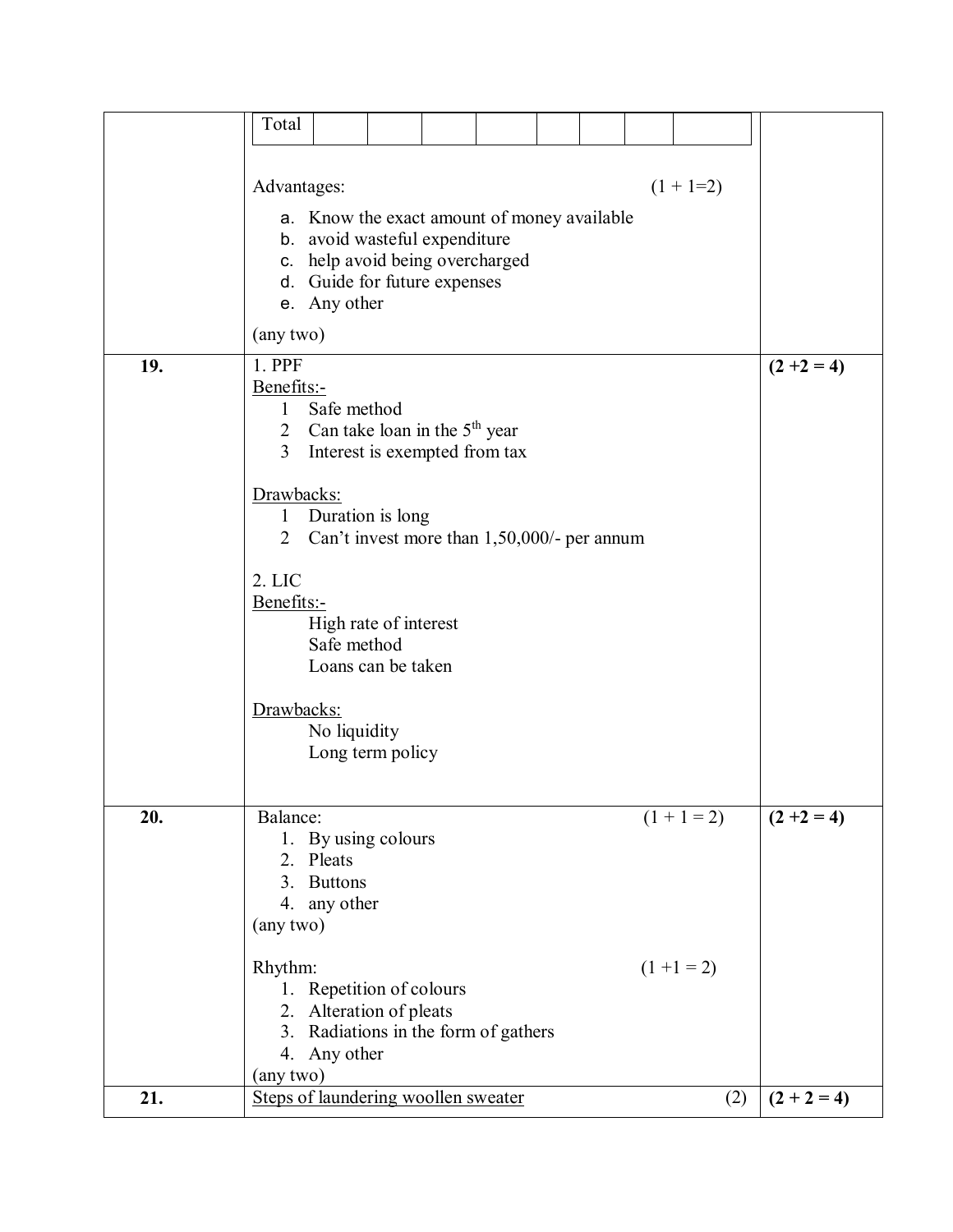| | | |
|---|---|---|
| | Total \| \| \| \| \| \| \| \| <br><br>Advantages: (1 + 1=2)<br>a. Know the exact amount of money available<br>b. avoid wasteful expenditure<br>c. help avoid being overcharged<br>d. Guide for future expenses<br>e. Any other<br><br>(any two) | |
| **19.** | 1. PPF<br><u>Benefits:-</u><br>1 Safe method<br>2 Can take loan in the 5th year<br>3 Interest is exempted from tax<br><br><u>Drawbacks:</u><br>1 Duration is long<br>2 Can't invest more than 1,50,000/- per annum<br><br>2. LIC<br><u>Benefits:-</u><br>High rate of interest<br>Safe method<br>Loans can be taken<br><br><u>Drawbacks:</u><br>No liquidity<br>Long term policy | **(2 +2 = 4)** |
| **20.** | Balance: (1 + 1 = 2)<br>1. By using colours<br>2. Pleats<br>3. Buttons<br>4. any other<br>(any two)<br><br>Rhythm: (1 +1 = 2)<br>1. Repetition of colours<br>2. Alteration of pleats<br>3. Radiations in the form of gathers<br>4. Any other<br>(any two) | **(2 +2 = 4)** |
| **21.** | <u>Steps of laundering woollen sweater</u> (2) | **(2 + 2 = 4)** |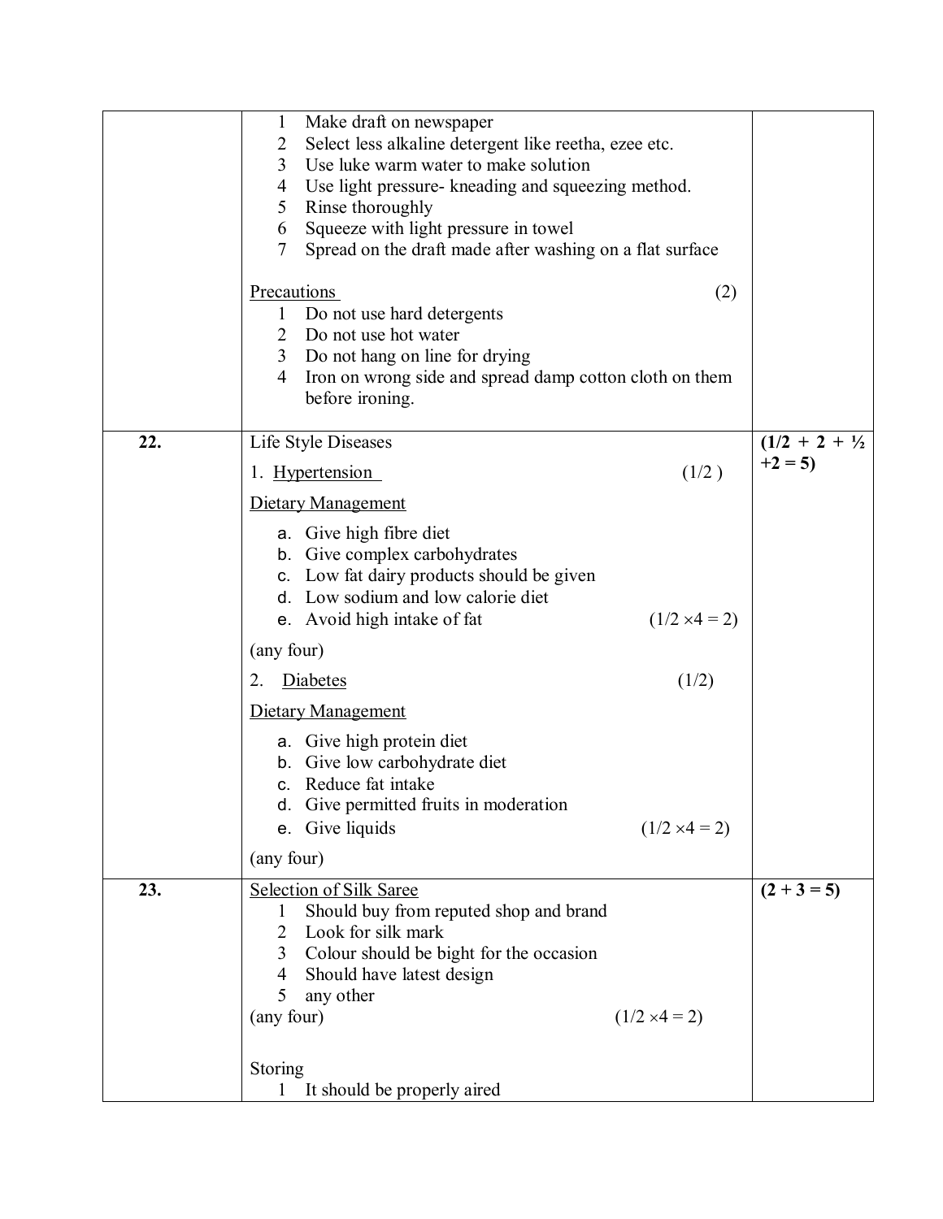| | | |
|---|---|---|
| | 1 Make draft on newspaper<br>2 Select less alkaline detergent like reetha, ezee etc.<br>3 Use luke warm water to make solution<br>4 Use light pressure- kneading and squeezing method.<br>5 Rinse thoroughly<br>6 Squeeze with light pressure in towel<br>7 Spread on the draft made after washing on a flat surface<br><br><u>Precautions</u> (2)<br>1 Do not use hard detergents<br>2 Do not use hot water<br>3 Do not hang on line for drying<br>4 Iron on wrong side and spread damp cotton cloth on them before ironing. | |
| **22.** | Life Style Diseases<br>1. <u>Hypertension</u> (1/2 )<br><u>Dietary Management</u><br>a. Give high fibre diet<br>b. Give complex carbohydrates<br>c. Low fat dairy products should be given<br>d. Low sodium and low calorie diet<br>e. Avoid high intake of fat (1/2 ×4 = 2)<br>(any four)<br>2. <u>Diabetes</u> (1/2)<br><u>Dietary Management</u><br>a. Give high protein diet<br>b. Give low carbohydrate diet<br>c. Reduce fat intake<br>d. Give permitted fruits in moderation<br>e. Give liquids (1/2 ×4 = 2)<br>(any four) | **(1/2 + 2 + ½ +2 = 5)** |
| **23.** | <u>Selection of Silk Saree</u><br>1 Should buy from reputed shop and brand<br>2 Look for silk mark<br>3 Colour should be bight for the occasion<br>4 Should have latest design<br>5 any other<br>(any four) (1/2 ×4 = 2)<br><br>Storing<br>1 It should be properly aired | **(2 + 3 = 5)** |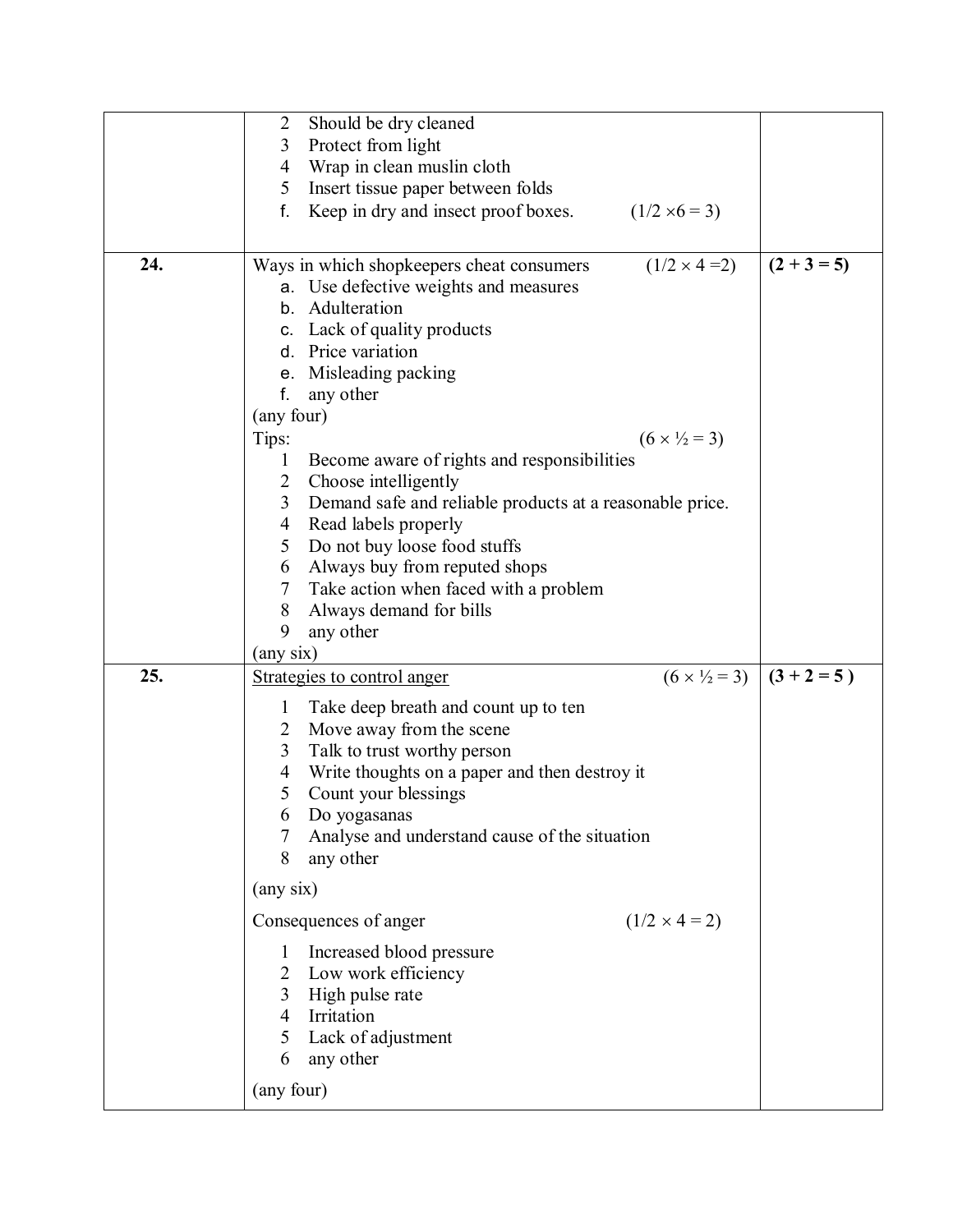| | | |
|---|---|---|
| | 2 Should be dry cleaned<br>3 Protect from light<br>4 Wrap in clean muslin cloth<br>5 Insert tissue paper between folds<br>f. Keep in dry and insect proof boxes. (1/2 ×6 = 3) | |
| **24.** | Ways in which shopkeepers cheat consumers (1/2 × 4 =2)<br>a. Use defective weights and measures<br>b. Adulteration<br>c. Lack of quality products<br>d. Price variation<br>e. Misleading packing<br>f. any other<br>(any four)<br>Tips: (6 × ½ = 3)<br>1 Become aware of rights and responsibilities<br>2 Choose intelligently<br>3 Demand safe and reliable products at a reasonable price.<br>4 Read labels properly<br>5 Do not buy loose food stuffs<br>6 Always buy from reputed shops<br>7 Take action when faced with a problem<br>8 Always demand for bills<br>9 any other<br>(any six) | **(2 + 3 = 5)** |
| **25.** | <u>Strategies to control anger</u> (6 × ½ = 3)<br>1 Take deep breath and count up to ten<br>2 Move away from the scene<br>3 Talk to trust worthy person<br>4 Write thoughts on a paper and then destroy it<br>5 Count your blessings<br>6 Do yogasanas<br>7 Analyse and understand cause of the situation<br>8 any other<br>(any six)<br>Consequences of anger (1/2 × 4 = 2)<br>1 Increased blood pressure<br>2 Low work efficiency<br>3 High pulse rate<br>4 Irritation<br>5 Lack of adjustment<br>6 any other<br>(any four) | **(3 + 2 = 5 )** |